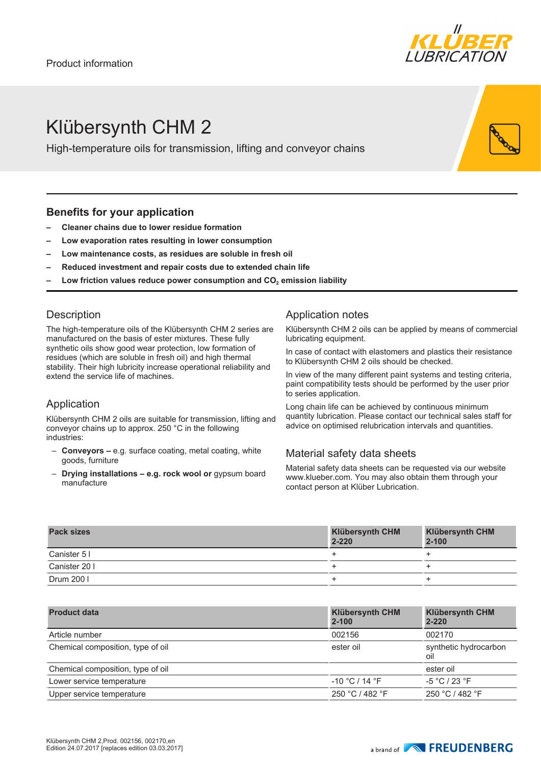Product information

# Klübersynth CHM 2

High-temperature oils for transmission, lifting and conveyor chains

## Benefits for your application

- **Cleaner chains due to lower residue formation**
- **Low evaporation rates resulting in lower consumption**
- **Low maintenance costs, as residues are soluble in fresh oil**
- **Reduced investment and repair costs due to extended chain life**
- **Low friction values reduce power consumption and $CO_2$ emission liability**

## Description

The high-temperature oils of the Klübersynth CHM 2 series are manufactured on the basis of ester mixtures. These fully synthetic oils show good wear protection, low formation of residues (which are soluble in fresh oil) and high thermal stability. Their high lubricity increase operational reliability and extend the service life of machines.

## Application

Klübersynth CHM 2 oils are suitable for transmission, lifting and conveyor chains up to approx. 250 °C in the following industries:

- **Conveyors –** e.g. surface coating, metal coating, white goods, furniture
- **Drying installations – e.g. rock wool or** gypsum board manufacture

## Application notes

Klübersynth CHM 2 oils can be applied by means of commercial lubricating equipment.

In case of contact with elastomers and plastics their resistance to Klübersynth CHM 2 oils should be checked.

In view of the many different paint systems and testing criteria, paint compatibility tests should be performed by the user prior to series application.

Long chain life can be achieved by continuous minimum quantity lubrication. Please contact our technical sales staff for advice on optimised relubrication intervals and quantities.

## Material safety data sheets

Material safety data sheets can be requested via our website www.klueber.com. You may also obtain them through your contact person at Klüber Lubrication.

| Pack sizes | Klübersynth CHM 2-220 | Klübersynth CHM 2-100 |
|---|---|---|
| Canister 5 l | + | + |
| Canister 20 l | + | + |
| Drum 200 l | + | + |

| Product data | Klübersynth CHM 2-100 | Klübersynth CHM 2-220 |
|---|---|---|
| Article number | 002156 | 002170 |
| Chemical composition, type of oil | ester oil | synthetic hydrocarbon oil |
| Chemical composition, type of oil | | ester oil |
| Lower service temperature | -10 °C / 14 °F | -5 °C / 23 °F |
| Upper service temperature | 250 °C / 482 °F | 250 °C / 482 °F |

Klübersynth CHM 2,Prod. 002156, 002170,en
Edition 24.07.2017 [replaces edition 03.03.2017]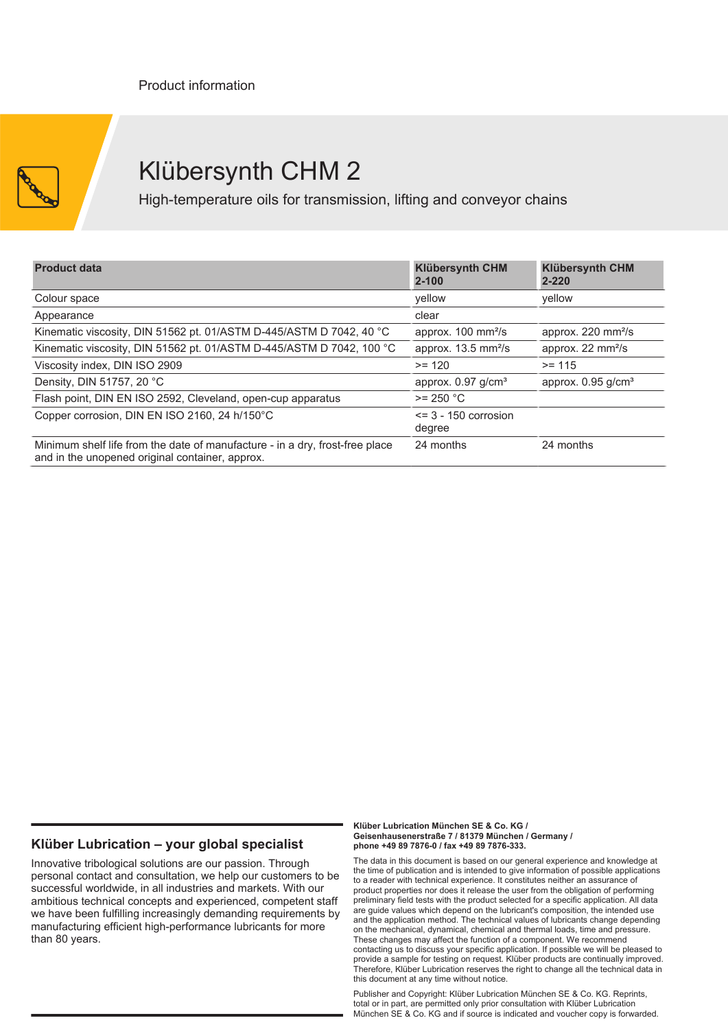Product information

# Klübersynth CHM 2

High-temperature oils for transmission, lifting and conveyor chains

| Product data | Klübersynth CHM 2-100 | Klübersynth CHM 2-220 |
| --- | --- | --- |
| Colour space | yellow | yellow |
| Appearance | clear | |
| Kinematic viscosity, DIN 51562 pt. 01/ASTM D-445/ASTM D 7042, 40 °C | approx. 100 mm²/s | approx. 220 mm²/s |
| Kinematic viscosity, DIN 51562 pt. 01/ASTM D-445/ASTM D 7042, 100 °C | approx. 13.5 mm²/s | approx. 22 mm²/s |
| Viscosity index, DIN ISO 2909 | >= 120 | >= 115 |
| Density, DIN 51757, 20 °C | approx. 0.97 g/cm³ | approx. 0.95 g/cm³ |
| Flash point, DIN EN ISO 2592, Cleveland, open-cup apparatus | >= 250 °C | |
| Copper corrosion, DIN EN ISO 2160, 24 h/150°C | <= 3 - 150 corrosion degree | |
| Minimum shelf life from the date of manufacture - in a dry, frost-free place and in the unopened original container, approx. | 24 months | 24 months |

## Klüber Lubrication – your global specialist

Innovative tribological solutions are our passion. Through personal contact and consultation, we help our customers to be successful worldwide, in all industries and markets. With our ambitious technical concepts and experienced, competent staff we have been fulfilling increasingly demanding requirements by manufacturing efficient high-performance lubricants for more than 80 years.

**Klüber Lubrication München SE & Co. KG / Geisenhausenerstraße 7 / 81379 München / Germany / phone +49 89 7876-0 / fax +49 89 7876-333.**

The data in this document is based on our general experience and knowledge at the time of publication and is intended to give information of possible applications to a reader with technical experience. It constitutes neither an assurance of product properties nor does it release the user from the obligation of performing preliminary field tests with the product selected for a specific application. All data are guide values which depend on the lubricant's composition, the intended use and the application method. The technical values of lubricants change depending on the mechanical, dynamical, chemical and thermal loads, time and pressure. These changes may affect the function of a component. We recommend contacting us to discuss your specific application. If possible we will be pleased to provide a sample for testing on request. Klüber products are continually improved. Therefore, Klüber Lubrication reserves the right to change all the technical data in this document at any time without notice.

Publisher and Copyright: Klüber Lubrication München SE & Co. KG. Reprints, total or in part, are permitted only prior consultation with Klüber Lubrication München SE & Co. KG and if source is indicated and voucher copy is forwarded.